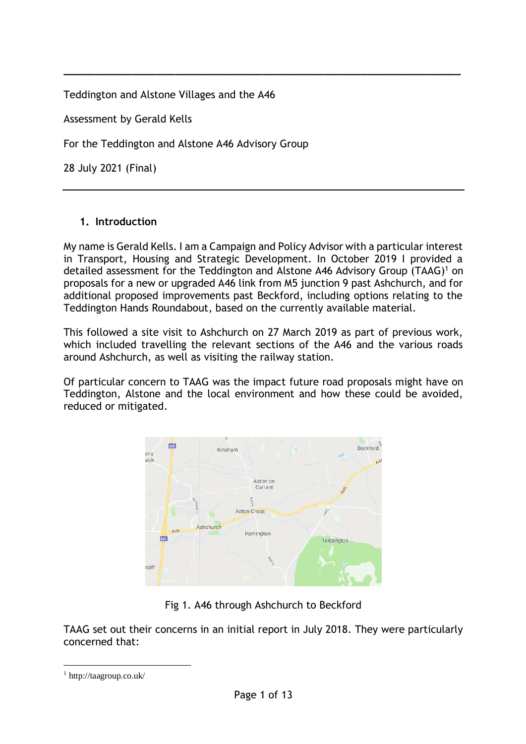Teddington and Alstone Villages and the A46

Assessment by Gerald Kells

For the Teddington and Alstone A46 Advisory Group

28 July 2021 (Final)

## 1. Introduction

My name is Gerald Kells. I am a Campaign and Policy Advisor with a particular interest in Transport, Housing and Strategic Development. In October 2019 I provided a detailed assessment for the Teddington and Alstone A46 Advisory Group (TAAG)[1] on proposals for a new or upgraded A46 link from M5 junction 9 past Ashchurch, and for additional proposed improvements past Beckford, including options relating to the Teddington Hands Roundabout, based on the currently available material.

This followed a site visit to Ashchurch on 27 March 2019 as part of previous work, which included travelling the relevant sections of the A46 and the various roads around Ashchurch, as well as visiting the railway station.

Of particular concern to TAAG was the impact future road proposals might have on Teddington, Alstone and the local environment and how these could be avoided, reduced or mitigated.

Fig 1. A46 through Ashchurch to Beckford

TAAG set out their concerns in an initial report in July 2018. They were particularly concerned that:

---

[1] http://taagroup.co.uk/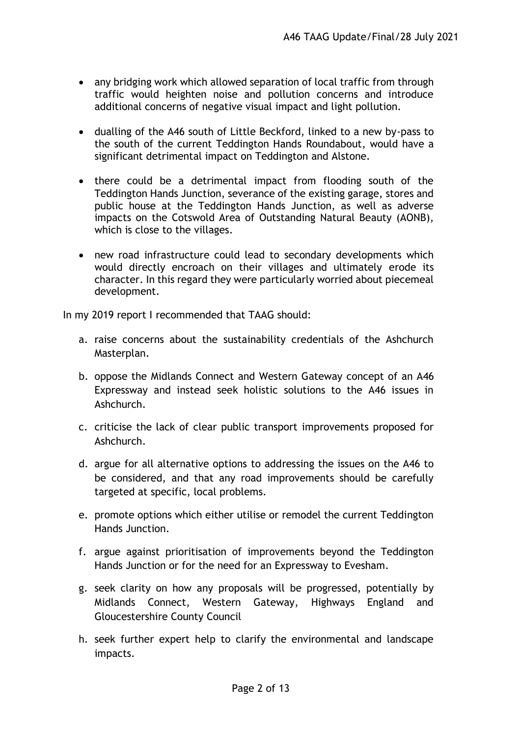- any bridging work which allowed separation of local traffic from through traffic would heighten noise and pollution concerns and introduce additional concerns of negative visual impact and light pollution.

- dualling of the A46 south of Little Beckford, linked to a new by-pass to the south of the current Teddington Hands Roundabout, would have a significant detrimental impact on Teddington and Alstone.

- there could be a detrimental impact from flooding south of the Teddington Hands Junction, severance of the existing garage, stores and public house at the Teddington Hands Junction, as well as adverse impacts on the Cotswold Area of Outstanding Natural Beauty (AONB), which is close to the villages.

- new road infrastructure could lead to secondary developments which would directly encroach on their villages and ultimately erode its character. In this regard they were particularly worried about piecemeal development.

In my 2019 report I recommended that TAAG should:

a. raise concerns about the sustainability credentials of the Ashchurch Masterplan.

b. oppose the Midlands Connect and Western Gateway concept of an A46 Expressway and instead seek holistic solutions to the A46 issues in Ashchurch.

c. criticise the lack of clear public transport improvements proposed for Ashchurch.

d. argue for all alternative options to addressing the issues on the A46 to be considered, and that any road improvements should be carefully targeted at specific, local problems.

e. promote options which either utilise or remodel the current Teddington Hands Junction.

f. argue against prioritisation of improvements beyond the Teddington Hands Junction or for the need for an Expressway to Evesham.

g. seek clarity on how any proposals will be progressed, potentially by Midlands Connect, Western Gateway, Highways England and Gloucestershire County Council

h. seek further expert help to clarify the environmental and landscape impacts.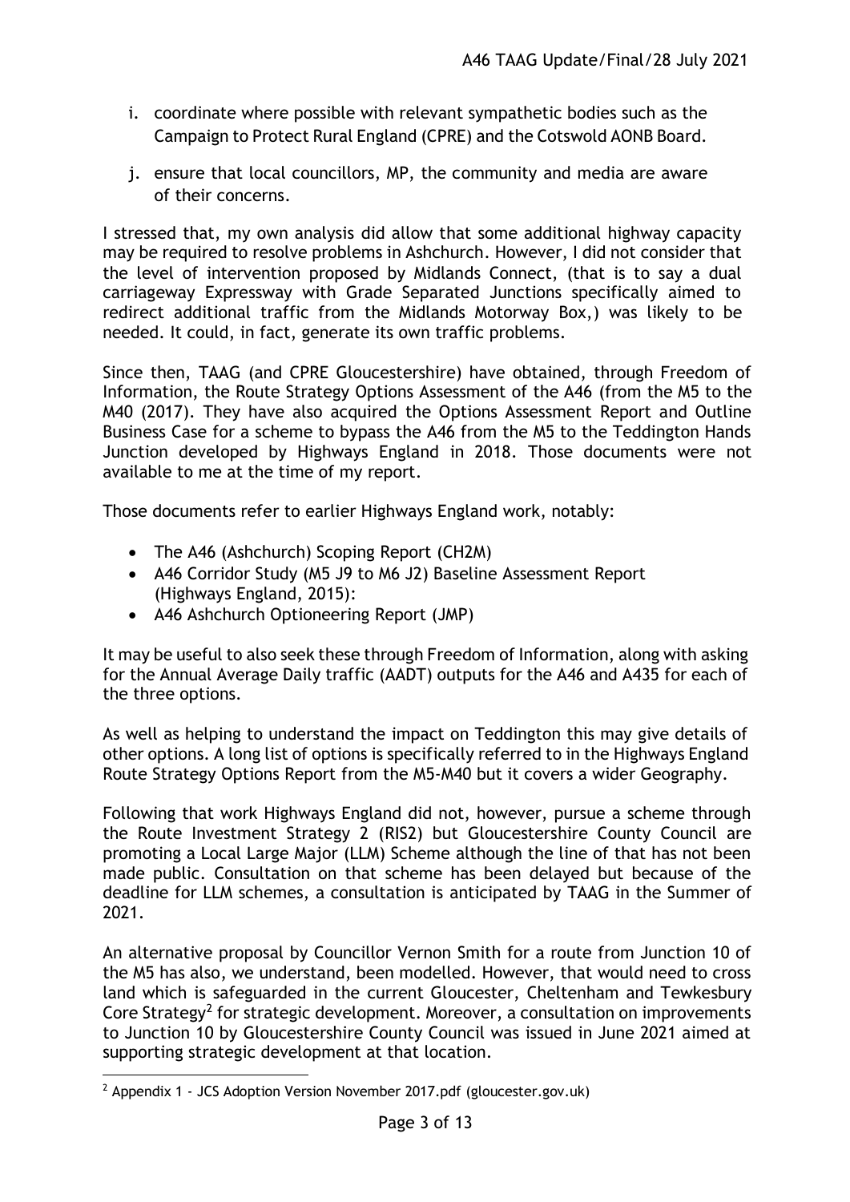i. coordinate where possible with relevant sympathetic bodies such as the Campaign to Protect Rural England (CPRE) and the Cotswold AONB Board.

j. ensure that local councillors, MP, the community and media are aware of their concerns.

I stressed that, my own analysis did allow that some additional highway capacity may be required to resolve problems in Ashchurch. However, I did not consider that the level of intervention proposed by Midlands Connect, (that is to say a dual carriageway Expressway with Grade Separated Junctions specifically aimed to redirect additional traffic from the Midlands Motorway Box,) was likely to be needed. It could, in fact, generate its own traffic problems.

Since then, TAAG (and CPRE Gloucestershire) have obtained, through Freedom of Information, the Route Strategy Options Assessment of the A46 (from the M5 to the M40 (2017). They have also acquired the Options Assessment Report and Outline Business Case for a scheme to bypass the A46 from the M5 to the Teddington Hands Junction developed by Highways England in 2018. Those documents were not available to me at the time of my report.

Those documents refer to earlier Highways England work, notably:

- The A46 (Ashchurch) Scoping Report (CH2M)
- A46 Corridor Study (M5 J9 to M6 J2) Baseline Assessment Report (Highways England, 2015):
- A46 Ashchurch Optioneering Report (JMP)

It may be useful to also seek these through Freedom of Information, along with asking for the Annual Average Daily traffic (AADT) outputs for the A46 and A435 for each of the three options.

As well as helping to understand the impact on Teddington this may give details of other options. A long list of options is specifically referred to in the Highways England Route Strategy Options Report from the M5-M40 but it covers a wider Geography.

Following that work Highways England did not, however, pursue a scheme through the Route Investment Strategy 2 (RIS2) but Gloucestershire County Council are promoting a Local Large Major (LLM) Scheme although the line of that has not been made public. Consultation on that scheme has been delayed but because of the deadline for LLM schemes, a consultation is anticipated by TAAG in the Summer of 2021.

An alternative proposal by Councillor Vernon Smith for a route from Junction 10 of the M5 has also, we understand, been modelled. However, that would need to cross land which is safeguarded in the current Gloucester, Cheltenham and Tewkesbury Core Strategy[2] for strategic development. Moreover, a consultation on improvements to Junction 10 by Gloucestershire County Council was issued in June 2021 aimed at supporting strategic development at that location.

---

[2] Appendix 1 - JCS Adoption Version November 2017.pdf (gloucester.gov.uk)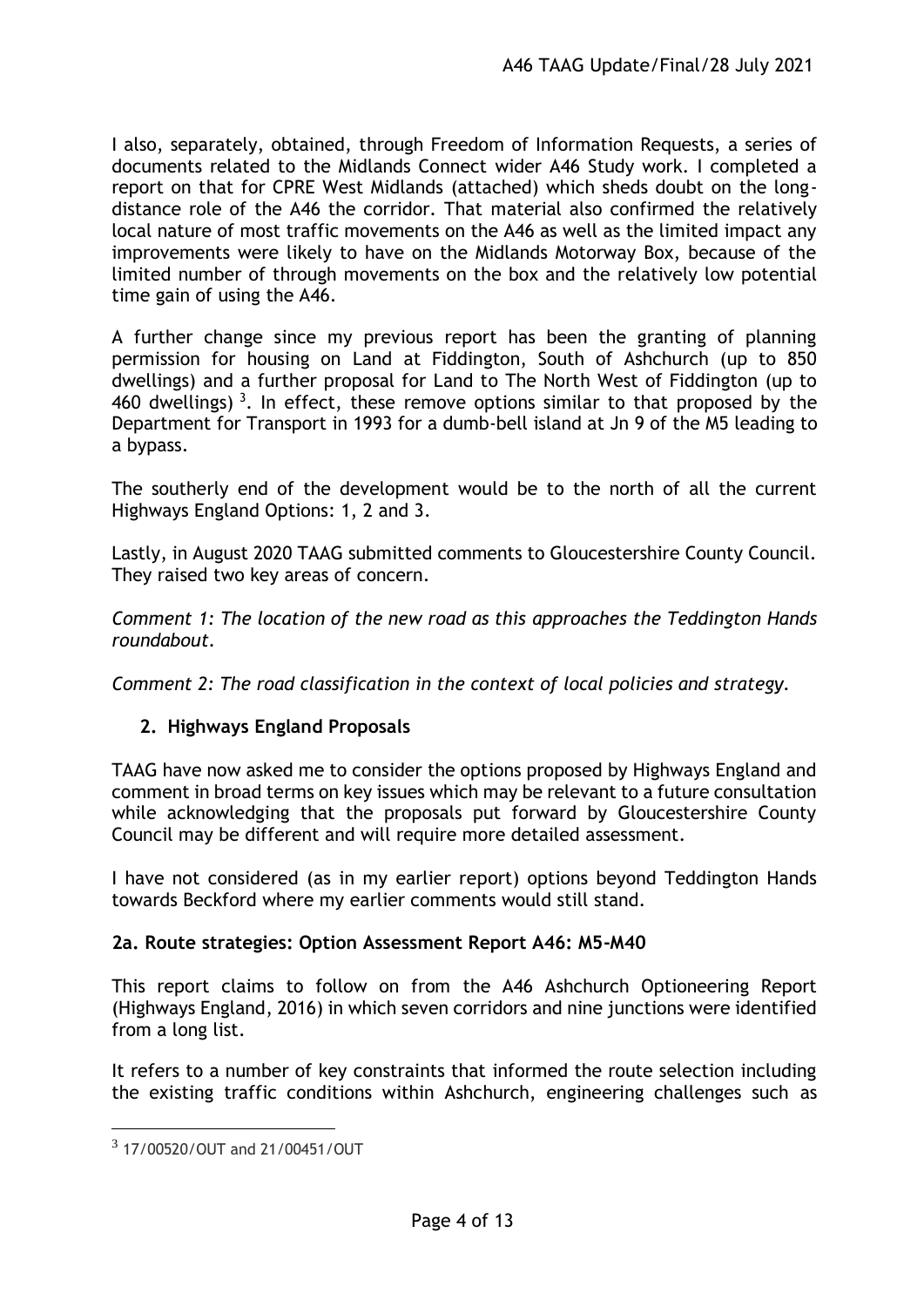I also, separately, obtained, through Freedom of Information Requests, a series of documents related to the Midlands Connect wider A46 Study work. I completed a report on that for CPRE West Midlands (attached) which sheds doubt on the long-distance role of the A46 the corridor. That material also confirmed the relatively local nature of most traffic movements on the A46 as well as the limited impact any improvements were likely to have on the Midlands Motorway Box, because of the limited number of through movements on the box and the relatively low potential time gain of using the A46.

A further change since my previous report has been the granting of planning permission for housing on Land at Fiddington, South of Ashchurch (up to 850 dwellings) and a further proposal for Land to The North West of Fiddington (up to 460 dwellings)[3]. In effect, these remove options similar to that proposed by the Department for Transport in 1993 for a dumb-bell island at Jn 9 of the M5 leading to a bypass.

The southerly end of the development would be to the north of all the current Highways England Options: 1, 2 and 3.

Lastly, in August 2020 TAAG submitted comments to Gloucestershire County Council. They raised two key areas of concern.

*Comment 1: The location of the new road as this approaches the Teddington Hands roundabout.*

*Comment 2: The road classification in the context of local policies and strategy.*

## 2. Highways England Proposals

TAAG have now asked me to consider the options proposed by Highways England and comment in broad terms on key issues which may be relevant to a future consultation while acknowledging that the proposals put forward by Gloucestershire County Council may be different and will require more detailed assessment.

I have not considered (as in my earlier report) options beyond Teddington Hands towards Beckford where my earlier comments would still stand.

### 2a. Route strategies: Option Assessment Report A46: M5-M40

This report claims to follow on from the A46 Ashchurch Optioneering Report (Highways England, 2016) in which seven corridors and nine junctions were identified from a long list.

It refers to a number of key constraints that informed the route selection including the existing traffic conditions within Ashchurch, engineering challenges such as

[3] 17/00520/OUT and 21/00451/OUT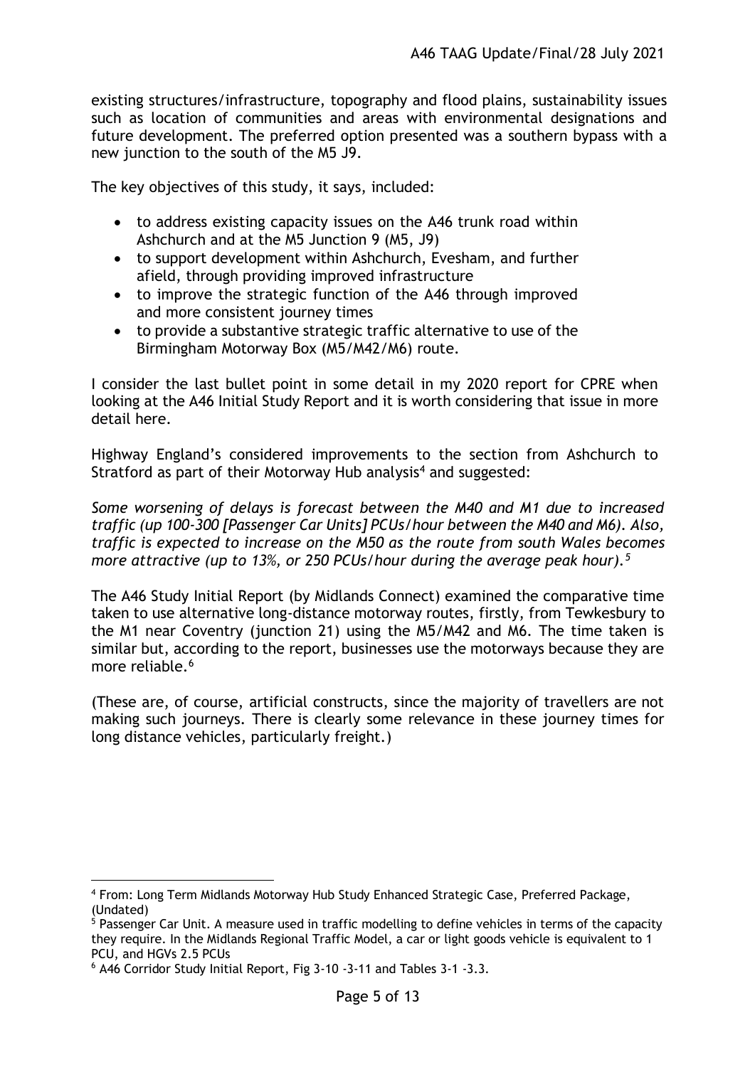existing structures/infrastructure, topography and flood plains, sustainability issues such as location of communities and areas with environmental designations and future development. The preferred option presented was a southern bypass with a new junction to the south of the M5 J9.

The key objectives of this study, it says, included:

- to address existing capacity issues on the A46 trunk road within Ashchurch and at the M5 Junction 9 (M5, J9)
- to support development within Ashchurch, Evesham, and further afield, through providing improved infrastructure
- to improve the strategic function of the A46 through improved and more consistent journey times
- to provide a substantive strategic traffic alternative to use of the Birmingham Motorway Box (M5/M42/M6) route.

I consider the last bullet point in some detail in my 2020 report for CPRE when looking at the A46 Initial Study Report and it is worth considering that issue in more detail here.

Highway England's considered improvements to the section from Ashchurch to Stratford as part of their Motorway Hub analysis[4] and suggested:

*Some worsening of delays is forecast between the M40 and M1 due to increased traffic (up 100-300 [Passenger Car Units] PCUs/hour between the M40 and M6). Also, traffic is expected to increase on the M50 as the route from south Wales becomes more attractive (up to 13%, or 250 PCUs/hour during the average peak hour).[5]*

The A46 Study Initial Report (by Midlands Connect) examined the comparative time taken to use alternative long-distance motorway routes, firstly, from Tewkesbury to the M1 near Coventry (junction 21) using the M5/M42 and M6. The time taken is similar but, according to the report, businesses use the motorways because they are more reliable.[6]

(These are, of course, artificial constructs, since the majority of travellers are not making such journeys. There is clearly some relevance in these journey times for long distance vehicles, particularly freight.)

---

[4] From: Long Term Midlands Motorway Hub Study Enhanced Strategic Case, Preferred Package, (Undated)

[5] Passenger Car Unit. A measure used in traffic modelling to define vehicles in terms of the capacity they require. In the Midlands Regional Traffic Model, a car or light goods vehicle is equivalent to 1 PCU, and HGVs 2.5 PCUs

[6] A46 Corridor Study Initial Report, Fig 3-10 -3-11 and Tables 3-1 -3.3.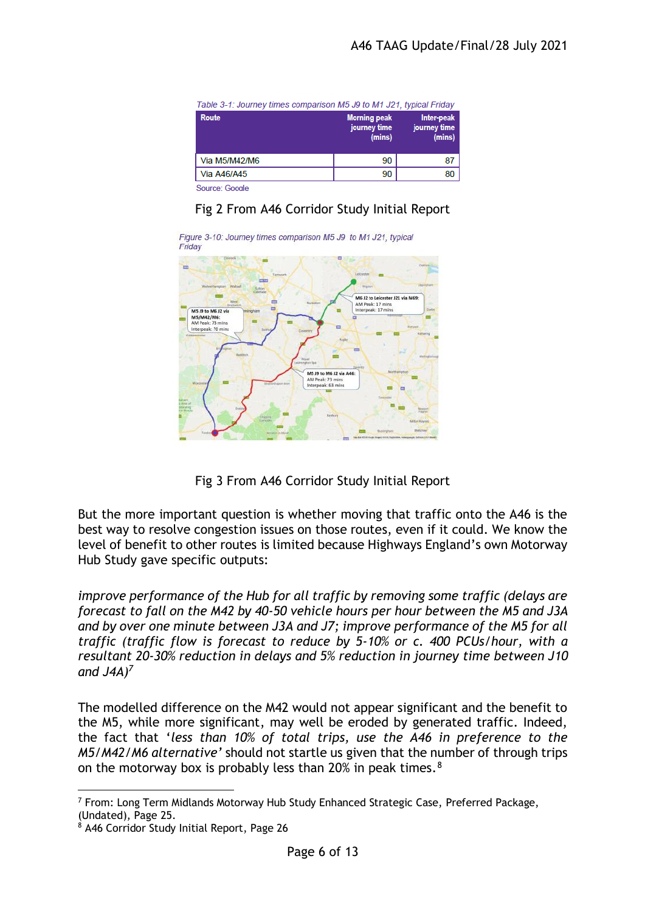Table 3-1: Journey times comparison M5 J9 to M1 J21, typical Friday

| Route | Morning peak journey time (mins) | Inter-peak journey time (mins) |
|---|---|---|
| Via M5/M42/M6 | 90 | 87 |
| Via A46/A45 | 90 | 80 |

Source: Google

Fig 2 From A46 Corridor Study Initial Report

Figure 3-10: Journey times comparison M5 J9 to M1 J21, typical Friday

Fig 3 From A46 Corridor Study Initial Report

But the more important question is whether moving that traffic onto the A46 is the best way to resolve congestion issues on those routes, even if it could. We know the level of benefit to other routes is limited because Highways England's own Motorway Hub Study gave specific outputs:

*improve performance of the Hub for all traffic by removing some traffic (delays are forecast to fall on the M42 by 40-50 vehicle hours per hour between the M5 and J3A and by over one minute between J3A and J7; improve performance of the M5 for all traffic (traffic flow is forecast to reduce by 5-10% or c. 400 PCUs/hour, with a resultant 20-30% reduction in delays and 5% reduction in journey time between J10 and J4A)*[7]

The modelled difference on the M42 would not appear significant and the benefit to the M5, while more significant, may well be eroded by generated traffic. Indeed, the fact that '*less than 10% of total trips, use the A46 in preference to the M5/M42/M6 alternative*' should not startle us given that the number of through trips on the motorway box is probably less than 20% in peak times.[8]

---

[7] From: Long Term Midlands Motorway Hub Study Enhanced Strategic Case, Preferred Package, (Undated), Page 25.

[8] A46 Corridor Study Initial Report, Page 26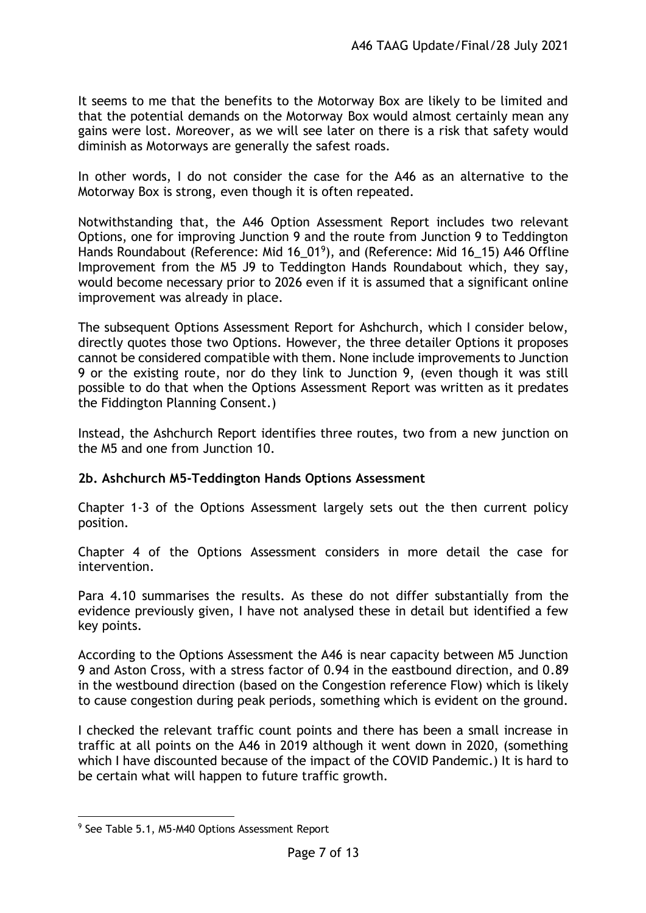It seems to me that the benefits to the Motorway Box are likely to be limited and that the potential demands on the Motorway Box would almost certainly mean any gains were lost. Moreover, as we will see later on there is a risk that safety would diminish as Motorways are generally the safest roads.

In other words, I do not consider the case for the A46 as an alternative to the Motorway Box is strong, even though it is often repeated.

Notwithstanding that, the A46 Option Assessment Report includes two relevant Options, one for improving Junction 9 and the route from Junction 9 to Teddington Hands Roundabout (Reference: Mid 16_01[9]), and (Reference: Mid 16_15) A46 Offline Improvement from the M5 J9 to Teddington Hands Roundabout which, they say, would become necessary prior to 2026 even if it is assumed that a significant online improvement was already in place.

The subsequent Options Assessment Report for Ashchurch, which I consider below, directly quotes those two Options. However, the three detailer Options it proposes cannot be considered compatible with them. None include improvements to Junction 9 or the existing route, nor do they link to Junction 9, (even though it was still possible to do that when the Options Assessment Report was written as it predates the Fiddington Planning Consent.)

Instead, the Ashchurch Report identifies three routes, two from a new junction on the M5 and one from Junction 10.

### 2b. Ashchurch M5-Teddington Hands Options Assessment

Chapter 1-3 of the Options Assessment largely sets out the then current policy position.

Chapter 4 of the Options Assessment considers in more detail the case for intervention.

Para 4.10 summarises the results. As these do not differ substantially from the evidence previously given, I have not analysed these in detail but identified a few key points.

According to the Options Assessment the A46 is near capacity between M5 Junction 9 and Aston Cross, with a stress factor of 0.94 in the eastbound direction, and 0.89 in the westbound direction (based on the Congestion reference Flow) which is likely to cause congestion during peak periods, something which is evident on the ground.

I checked the relevant traffic count points and there has been a small increase in traffic at all points on the A46 in 2019 although it went down in 2020, (something which I have discounted because of the impact of the COVID Pandemic.) It is hard to be certain what will happen to future traffic growth.

[9] See Table 5.1, M5-M40 Options Assessment Report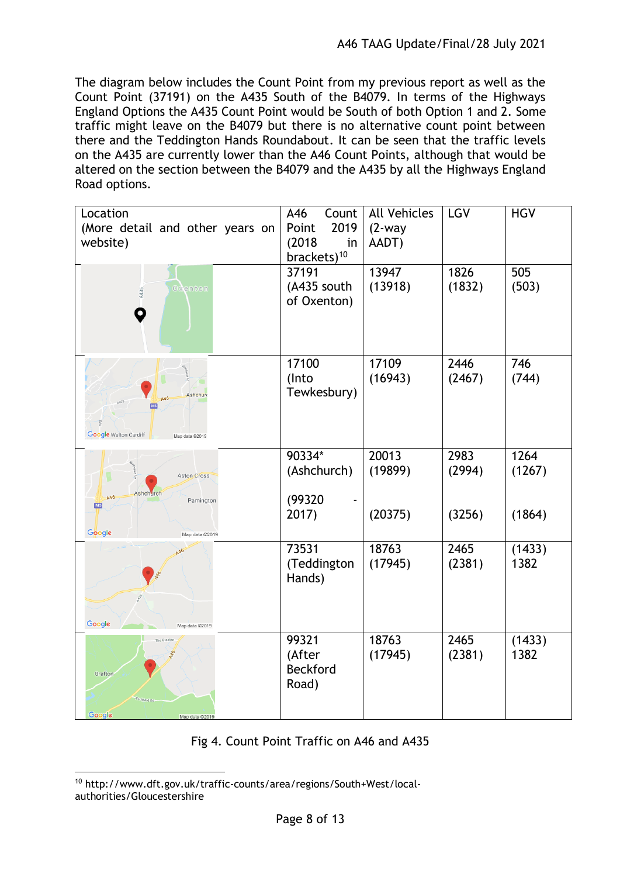The diagram below includes the Count Point from my previous report as well as the Count Point (37191) on the A435 South of the B4079. In terms of the Highways England Options the A435 Count Point would be South of both Option 1 and 2. Some traffic might leave on the B4079 but there is no alternative count point between there and the Teddington Hands Roundabout. It can be seen that the traffic levels on the A435 are currently lower than the A46 Count Points, although that would be altered on the section between the B4079 and the A435 by all the Highways England Road options.

| Location (More detail and other years on website) | A46 Count Point 2019 (2018 in brackets)[10] | All Vehicles (2-way AADT) | LGV | HGV |
|---|---|---|---|---|
| | 37191 (A435 south of Oxenton) | 13947 (13918) | 1826 (1832) | 505 (503) |
| | 17100 (Into Tewkesbury) | 17109 (16943) | 2446 (2467) | 746 (744) |
| | 90334* (Ashchurch) (99320 - 2017) | 20013 (19899) (20375) | 2983 (2994) (3256) | 1264 (1267) (1864) |
| | 73531 (Teddington Hands) | 18763 (17945) | 2465 (2381) | (1433) 1382 |
| | 99321 (After Beckford Road) | 18763 (17945) | 2465 (2381) | (1433) 1382 |

Fig 4. Count Point Traffic on A46 and A435

[10] http://www.dft.gov.uk/traffic-counts/area/regions/South+West/local-authorities/Gloucestershire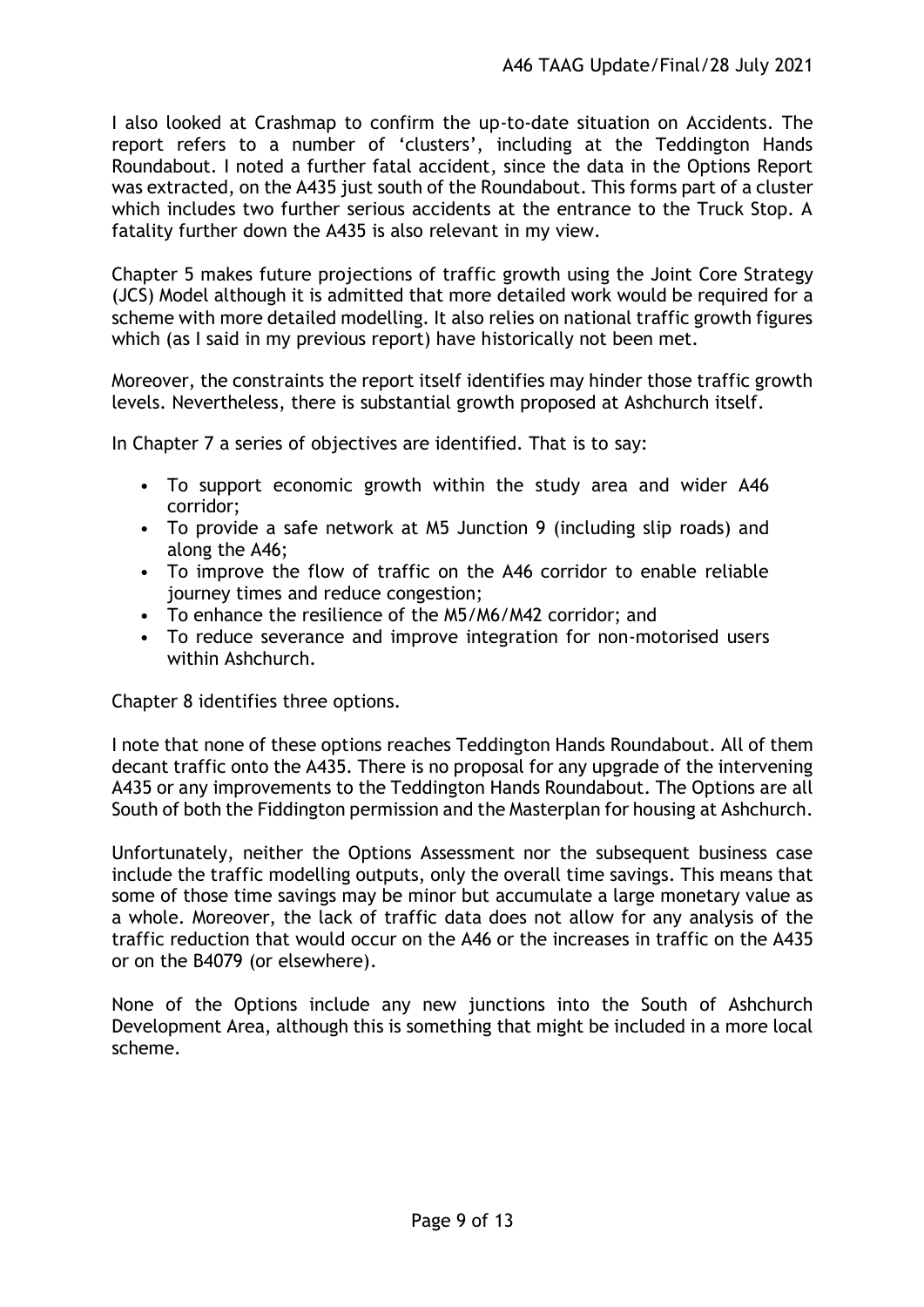I also looked at Crashmap to confirm the up-to-date situation on Accidents. The report refers to a number of 'clusters', including at the Teddington Hands Roundabout. I noted a further fatal accident, since the data in the Options Report was extracted, on the A435 just south of the Roundabout. This forms part of a cluster which includes two further serious accidents at the entrance to the Truck Stop. A fatality further down the A435 is also relevant in my view.

Chapter 5 makes future projections of traffic growth using the Joint Core Strategy (JCS) Model although it is admitted that more detailed work would be required for a scheme with more detailed modelling. It also relies on national traffic growth figures which (as I said in my previous report) have historically not been met.

Moreover, the constraints the report itself identifies may hinder those traffic growth levels. Nevertheless, there is substantial growth proposed at Ashchurch itself.

In Chapter 7 a series of objectives are identified. That is to say:

- To support economic growth within the study area and wider A46 corridor;
- To provide a safe network at M5 Junction 9 (including slip roads) and along the A46;
- To improve the flow of traffic on the A46 corridor to enable reliable journey times and reduce congestion;
- To enhance the resilience of the M5/M6/M42 corridor; and
- To reduce severance and improve integration for non-motorised users within Ashchurch.

Chapter 8 identifies three options.

I note that none of these options reaches Teddington Hands Roundabout. All of them decant traffic onto the A435. There is no proposal for any upgrade of the intervening A435 or any improvements to the Teddington Hands Roundabout. The Options are all South of both the Fiddington permission and the Masterplan for housing at Ashchurch.

Unfortunately, neither the Options Assessment nor the subsequent business case include the traffic modelling outputs, only the overall time savings. This means that some of those time savings may be minor but accumulate a large monetary value as a whole. Moreover, the lack of traffic data does not allow for any analysis of the traffic reduction that would occur on the A46 or the increases in traffic on the A435 or on the B4079 (or elsewhere).

None of the Options include any new junctions into the South of Ashchurch Development Area, although this is something that might be included in a more local scheme.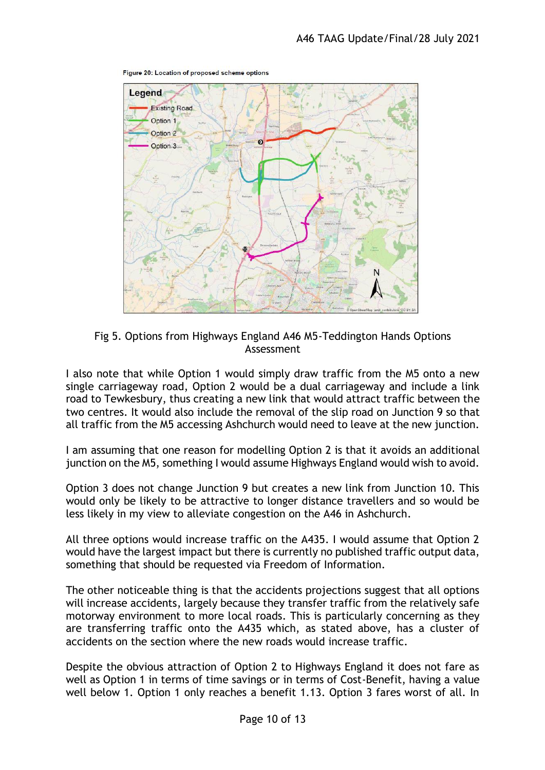Figure 20: Location of proposed scheme options

Fig 5. Options from Highways England A46 M5-Teddington Hands Options Assessment

I also note that while Option 1 would simply draw traffic from the M5 onto a new single carriageway road, Option 2 would be a dual carriageway and include a link road to Tewkesbury, thus creating a new link that would attract traffic between the two centres. It would also include the removal of the slip road on Junction 9 so that all traffic from the M5 accessing Ashchurch would need to leave at the new junction.

I am assuming that one reason for modelling Option 2 is that it avoids an additional junction on the M5, something I would assume Highways England would wish to avoid.

Option 3 does not change Junction 9 but creates a new link from Junction 10. This would only be likely to be attractive to longer distance travellers and so would be less likely in my view to alleviate congestion on the A46 in Ashchurch.

All three options would increase traffic on the A435. I would assume that Option 2 would have the largest impact but there is currently no published traffic output data, something that should be requested via Freedom of Information.

The other noticeable thing is that the accidents projections suggest that all options will increase accidents, largely because they transfer traffic from the relatively safe motorway environment to more local roads. This is particularly concerning as they are transferring traffic onto the A435 which, as stated above, has a cluster of accidents on the section where the new roads would increase traffic.

Despite the obvious attraction of Option 2 to Highways England it does not fare as well as Option 1 in terms of time savings or in terms of Cost-Benefit, having a value well below 1. Option 1 only reaches a benefit 1.13. Option 3 fares worst of all. In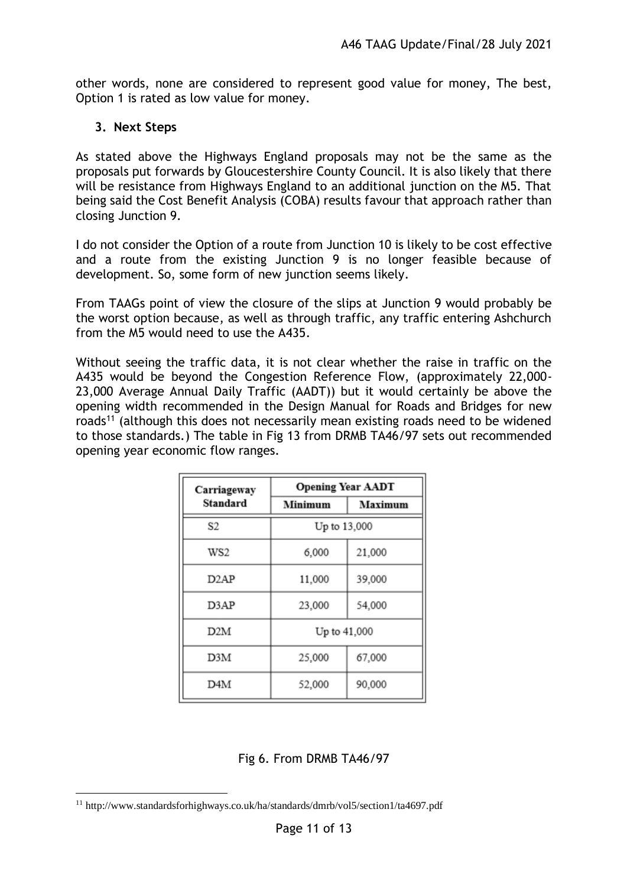other words, none are considered to represent good value for money, The best, Option 1 is rated as low value for money.

## 3. Next Steps

As stated above the Highways England proposals may not be the same as the proposals put forwards by Gloucestershire County Council. It is also likely that there will be resistance from Highways England to an additional junction on the M5. That being said the Cost Benefit Analysis (COBA) results favour that approach rather than closing Junction 9.

I do not consider the Option of a route from Junction 10 is likely to be cost effective and a route from the existing Junction 9 is no longer feasible because of development. So, some form of new junction seems likely.

From TAAGs point of view the closure of the slips at Junction 9 would probably be the worst option because, as well as through traffic, any traffic entering Ashchurch from the M5 would need to use the A435.

Without seeing the traffic data, it is not clear whether the raise in traffic on the A435 would be beyond the Congestion Reference Flow, (approximately 22,000-23,000 Average Annual Daily Traffic (AADT)) but it would certainly be above the opening width recommended in the Design Manual for Roads and Bridges for new roads[11] (although this does not necessarily mean existing roads need to be widened to those standards.) The table in Fig 13 from DRMB TA46/97 sets out recommended opening year economic flow ranges.

| Carriageway Standard | Opening Year AADT | |
|---|---|---|
| | Minimum | Maximum |
| S2 | Up to 13,000 | |
| WS2 | 6,000 | 21,000 |
| D2AP | 11,000 | 39,000 |
| D3AP | 23,000 | 54,000 |
| D2M | Up to 41,000 | |
| D3M | 25,000 | 67,000 |
| D4M | 52,000 | 90,000 |

Fig 6. From DRMB TA46/97

[11] http://www.standardsforhighways.co.uk/ha/standards/dmrb/vol5/section1/ta4697.pdf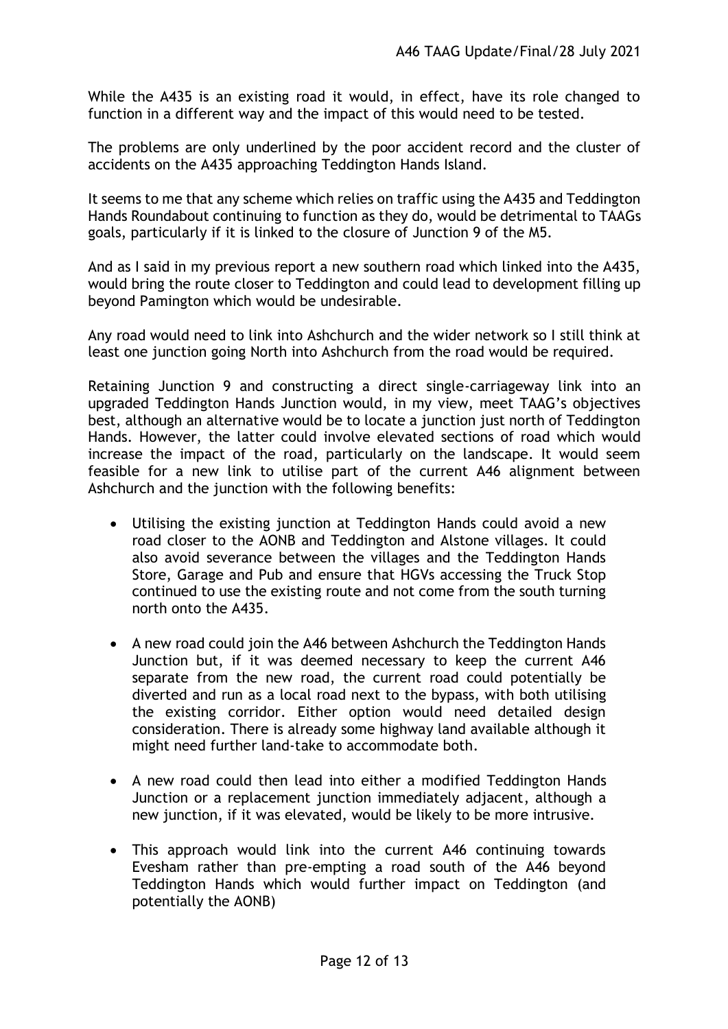While the A435 is an existing road it would, in effect, have its role changed to function in a different way and the impact of this would need to be tested.

The problems are only underlined by the poor accident record and the cluster of accidents on the A435 approaching Teddington Hands Island.

It seems to me that any scheme which relies on traffic using the A435 and Teddington Hands Roundabout continuing to function as they do, would be detrimental to TAAGs goals, particularly if it is linked to the closure of Junction 9 of the M5.

And as I said in my previous report a new southern road which linked into the A435, would bring the route closer to Teddington and could lead to development filling up beyond Pamington which would be undesirable.

Any road would need to link into Ashchurch and the wider network so I still think at least one junction going North into Ashchurch from the road would be required.

Retaining Junction 9 and constructing a direct single-carriageway link into an upgraded Teddington Hands Junction would, in my view, meet TAAG's objectives best, although an alternative would be to locate a junction just north of Teddington Hands. However, the latter could involve elevated sections of road which would increase the impact of the road, particularly on the landscape. It would seem feasible for a new link to utilise part of the current A46 alignment between Ashchurch and the junction with the following benefits:

- Utilising the existing junction at Teddington Hands could avoid a new road closer to the AONB and Teddington and Alstone villages. It could also avoid severance between the villages and the Teddington Hands Store, Garage and Pub and ensure that HGVs accessing the Truck Stop continued to use the existing route and not come from the south turning north onto the A435.
- A new road could join the A46 between Ashchurch the Teddington Hands Junction but, if it was deemed necessary to keep the current A46 separate from the new road, the current road could potentially be diverted and run as a local road next to the bypass, with both utilising the existing corridor. Either option would need detailed design consideration. There is already some highway land available although it might need further land-take to accommodate both.
- A new road could then lead into either a modified Teddington Hands Junction or a replacement junction immediately adjacent, although a new junction, if it was elevated, would be likely to be more intrusive.
- This approach would link into the current A46 continuing towards Evesham rather than pre-empting a road south of the A46 beyond Teddington Hands which would further impact on Teddington (and potentially the AONB)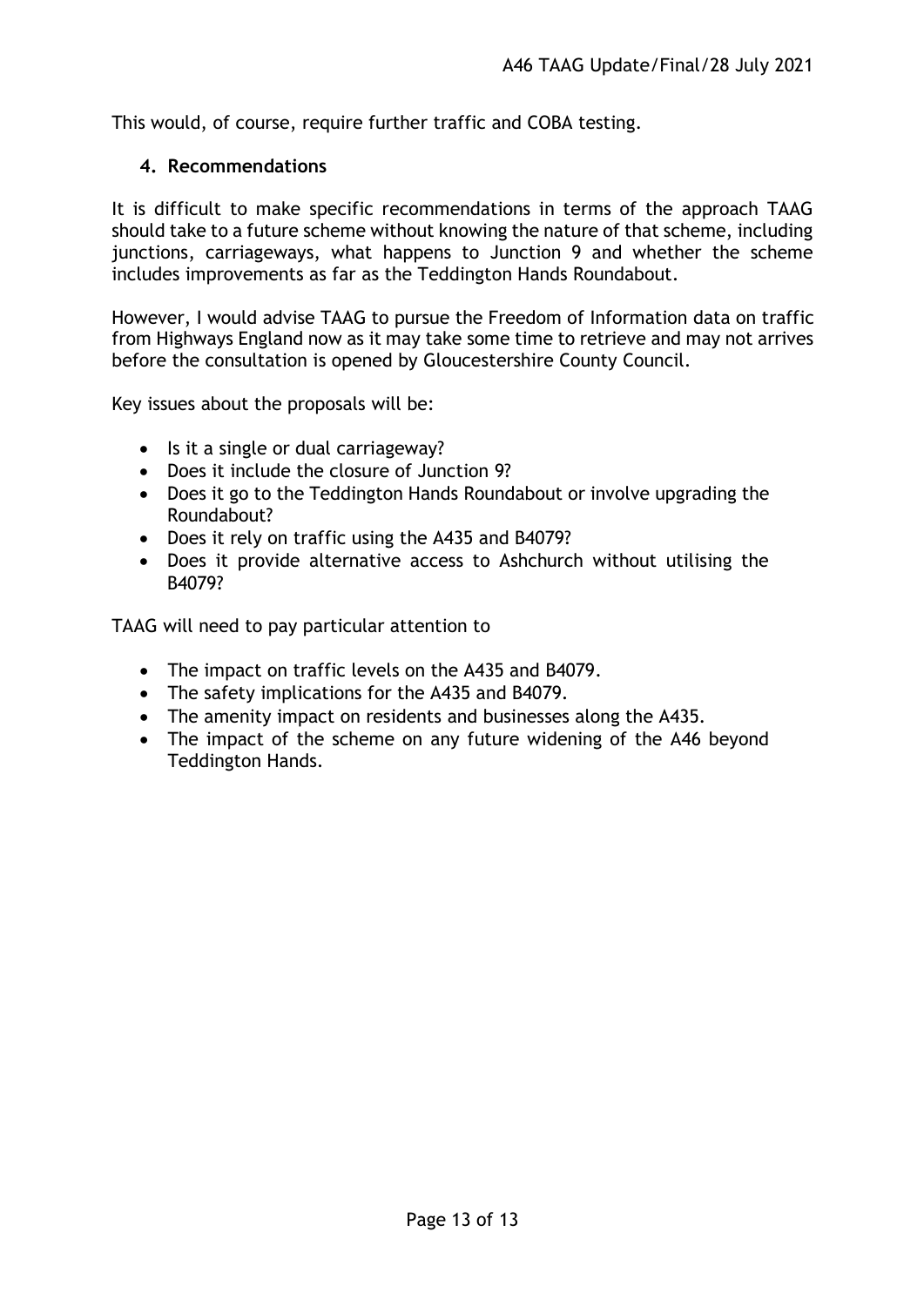This would, of course, require further traffic and COBA testing.

## 4. Recommendations

It is difficult to make specific recommendations in terms of the approach TAAG should take to a future scheme without knowing the nature of that scheme, including junctions, carriageways, what happens to Junction 9 and whether the scheme includes improvements as far as the Teddington Hands Roundabout.

However, I would advise TAAG to pursue the Freedom of Information data on traffic from Highways England now as it may take some time to retrieve and may not arrives before the consultation is opened by Gloucestershire County Council.

Key issues about the proposals will be:

- Is it a single or dual carriageway?
- Does it include the closure of Junction 9?
- Does it go to the Teddington Hands Roundabout or involve upgrading the Roundabout?
- Does it rely on traffic using the A435 and B4079?
- Does it provide alternative access to Ashchurch without utilising the B4079?

TAAG will need to pay particular attention to

- The impact on traffic levels on the A435 and B4079.
- The safety implications for the A435 and B4079.
- The amenity impact on residents and businesses along the A435.
- The impact of the scheme on any future widening of the A46 beyond Teddington Hands.